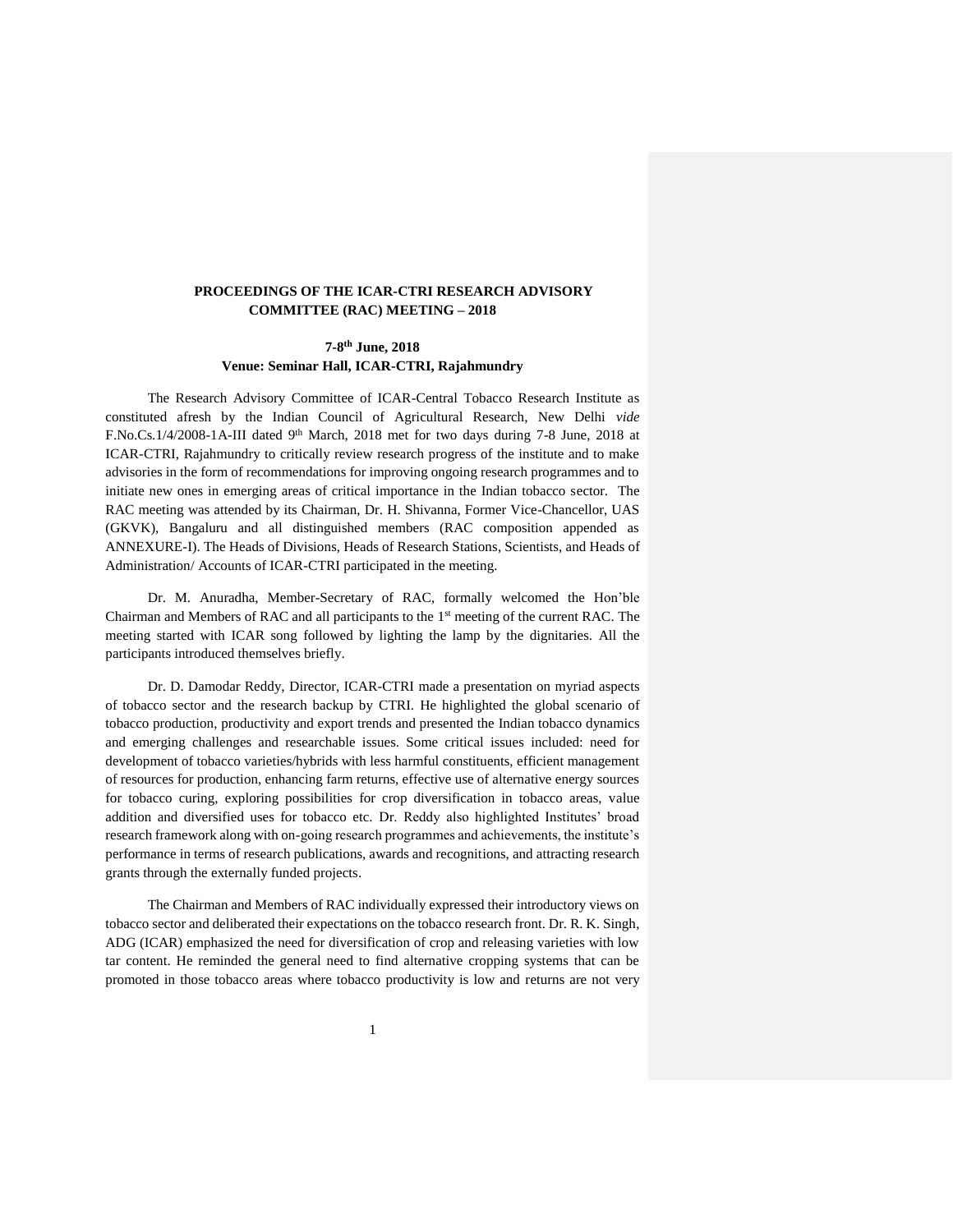**PROCEEDINGS OF THE ICAR-CTRI RESEARCH ADVISORY COMMITTEE (RAC) MEETING – 2018**

**7-8th June, 2018**
**Venue: Seminar Hall, ICAR-CTRI, Rajahmundry**

The Research Advisory Committee of ICAR-Central Tobacco Research Institute as constituted afresh by the Indian Council of Agricultural Research, New Delhi *vide* F.No.Cs.1/4/2008-1A-III dated 9th March, 2018 met for two days during 7-8 June, 2018 at ICAR-CTRI, Rajahmundry to critically review research progress of the institute and to make advisories in the form of recommendations for improving ongoing research programmes and to initiate new ones in emerging areas of critical importance in the Indian tobacco sector. The RAC meeting was attended by its Chairman, Dr. H. Shivanna, Former Vice-Chancellor, UAS (GKVK), Bangaluru and all distinguished members (RAC composition appended as ANNEXURE-I). The Heads of Divisions, Heads of Research Stations, Scientists, and Heads of Administration/ Accounts of ICAR-CTRI participated in the meeting.

Dr. M. Anuradha, Member-Secretary of RAC, formally welcomed the Hon'ble Chairman and Members of RAC and all participants to the 1st meeting of the current RAC. The meeting started with ICAR song followed by lighting the lamp by the dignitaries. All the participants introduced themselves briefly.

Dr. D. Damodar Reddy, Director, ICAR-CTRI made a presentation on myriad aspects of tobacco sector and the research backup by CTRI. He highlighted the global scenario of tobacco production, productivity and export trends and presented the Indian tobacco dynamics and emerging challenges and researchable issues. Some critical issues included: need for development of tobacco varieties/hybrids with less harmful constituents, efficient management of resources for production, enhancing farm returns, effective use of alternative energy sources for tobacco curing, exploring possibilities for crop diversification in tobacco areas, value addition and diversified uses for tobacco etc. Dr. Reddy also highlighted Institutes' broad research framework along with on-going research programmes and achievements, the institute's performance in terms of research publications, awards and recognitions, and attracting research grants through the externally funded projects.

The Chairman and Members of RAC individually expressed their introductory views on tobacco sector and deliberated their expectations on the tobacco research front. Dr. R. K. Singh, ADG (ICAR) emphasized the need for diversification of crop and releasing varieties with low tar content. He reminded the general need to find alternative cropping systems that can be promoted in those tobacco areas where tobacco productivity is low and returns are not very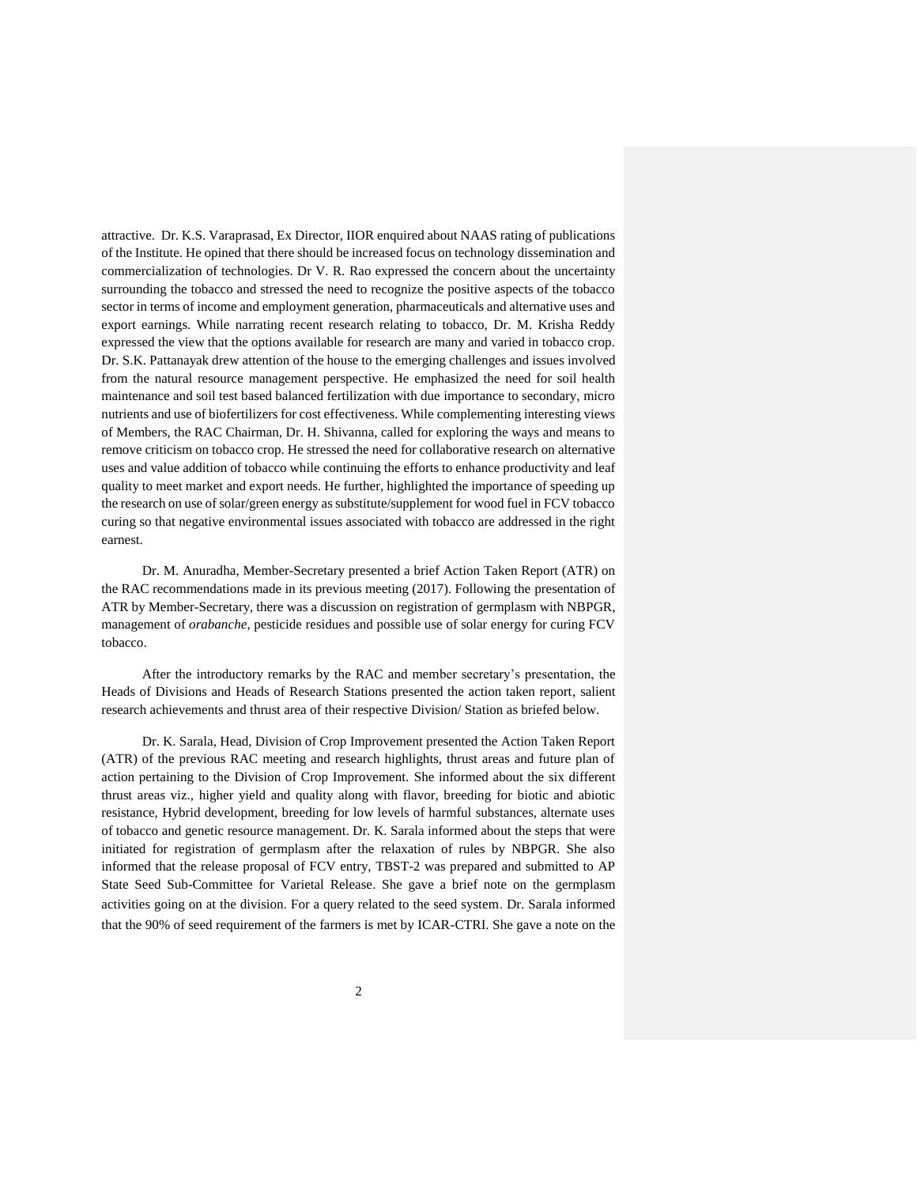attractive. Dr. K.S. Varaprasad, Ex Director, IIOR enquired about NAAS rating of publications of the Institute. He opined that there should be increased focus on technology dissemination and commercialization of technologies. Dr V. R. Rao expressed the concern about the uncertainty surrounding the tobacco and stressed the need to recognize the positive aspects of the tobacco sector in terms of income and employment generation, pharmaceuticals and alternative uses and export earnings. While narrating recent research relating to tobacco, Dr. M. Krisha Reddy expressed the view that the options available for research are many and varied in tobacco crop. Dr. S.K. Pattanayak drew attention of the house to the emerging challenges and issues involved from the natural resource management perspective. He emphasized the need for soil health maintenance and soil test based balanced fertilization with due importance to secondary, micro nutrients and use of biofertilizers for cost effectiveness. While complementing interesting views of Members, the RAC Chairman, Dr. H. Shivanna, called for exploring the ways and means to remove criticism on tobacco crop. He stressed the need for collaborative research on alternative uses and value addition of tobacco while continuing the efforts to enhance productivity and leaf quality to meet market and export needs. He further, highlighted the importance of speeding up the research on use of solar/green energy as substitute/supplement for wood fuel in FCV tobacco curing so that negative environmental issues associated with tobacco are addressed in the right earnest.

Dr. M. Anuradha, Member-Secretary presented a brief Action Taken Report (ATR) on the RAC recommendations made in its previous meeting (2017). Following the presentation of ATR by Member-Secretary, there was a discussion on registration of germplasm with NBPGR, management of *orabanche*, pesticide residues and possible use of solar energy for curing FCV tobacco.

After the introductory remarks by the RAC and member secretary's presentation, the Heads of Divisions and Heads of Research Stations presented the action taken report, salient research achievements and thrust area of their respective Division/ Station as briefed below.

Dr. K. Sarala, Head, Division of Crop Improvement presented the Action Taken Report (ATR) of the previous RAC meeting and research highlights, thrust areas and future plan of action pertaining to the Division of Crop Improvement. She informed about the six different thrust areas viz., higher yield and quality along with flavor, breeding for biotic and abiotic resistance, Hybrid development, breeding for low levels of harmful substances, alternate uses of tobacco and genetic resource management. Dr. K. Sarala informed about the steps that were initiated for registration of germplasm after the relaxation of rules by NBPGR. She also informed that the release proposal of FCV entry, TBST-2 was prepared and submitted to AP State Seed Sub-Committee for Varietal Release. She gave a brief note on the germplasm activities going on at the division. For a query related to the seed system. Dr. Sarala informed that the 90% of seed requirement of the farmers is met by ICAR-CTRI. She gave a note on the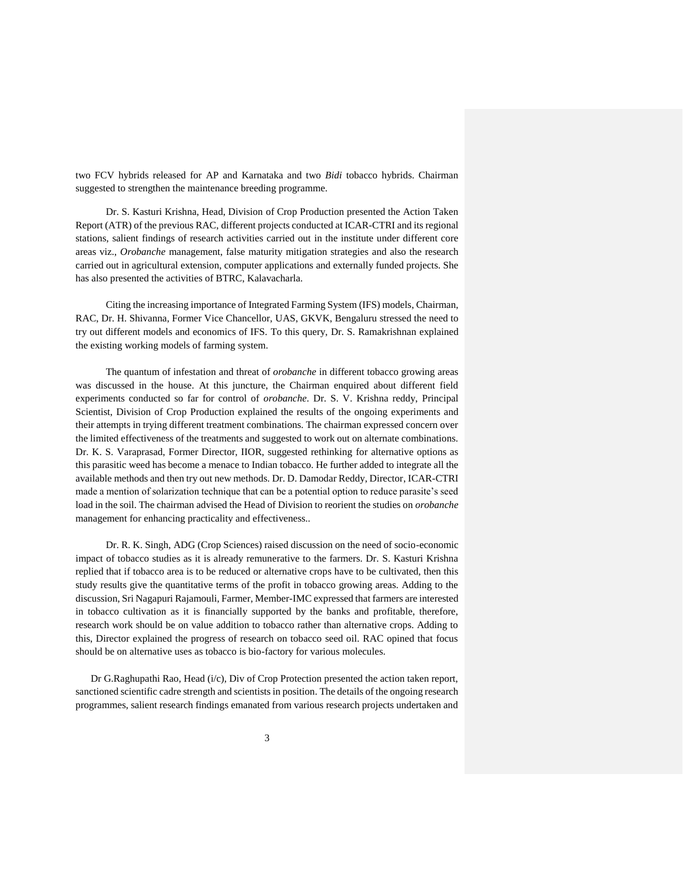two FCV hybrids released for AP and Karnataka and two *Bidi* tobacco hybrids. Chairman suggested to strengthen the maintenance breeding programme.

Dr. S. Kasturi Krishna, Head, Division of Crop Production presented the Action Taken Report (ATR) of the previous RAC, different projects conducted at ICAR-CTRI and its regional stations, salient findings of research activities carried out in the institute under different core areas viz., *Orobanche* management, false maturity mitigation strategies and also the research carried out in agricultural extension, computer applications and externally funded projects. She has also presented the activities of BTRC, Kalavacharla.

Citing the increasing importance of Integrated Farming System (IFS) models, Chairman, RAC, Dr. H. Shivanna, Former Vice Chancellor, UAS, GKVK, Bengaluru stressed the need to try out different models and economics of IFS. To this query, Dr. S. Ramakrishnan explained the existing working models of farming system.

The quantum of infestation and threat of *orobanche* in different tobacco growing areas was discussed in the house. At this juncture, the Chairman enquired about different field experiments conducted so far for control of *orobanche*. Dr. S. V. Krishna reddy, Principal Scientist, Division of Crop Production explained the results of the ongoing experiments and their attempts in trying different treatment combinations. The chairman expressed concern over the limited effectiveness of the treatments and suggested to work out on alternate combinations. Dr. K. S. Varaprasad, Former Director, IIOR, suggested rethinking for alternative options as this parasitic weed has become a menace to Indian tobacco. He further added to integrate all the available methods and then try out new methods. Dr. D. Damodar Reddy, Director, ICAR-CTRI made a mention of solarization technique that can be a potential option to reduce parasite's seed load in the soil. The chairman advised the Head of Division to reorient the studies on *orobanche* management for enhancing practicality and effectiveness..

Dr. R. K. Singh, ADG (Crop Sciences) raised discussion on the need of socio-economic impact of tobacco studies as it is already remunerative to the farmers. Dr. S. Kasturi Krishna replied that if tobacco area is to be reduced or alternative crops have to be cultivated, then this study results give the quantitative terms of the profit in tobacco growing areas. Adding to the discussion, Sri Nagapuri Rajamouli, Farmer, Member-IMC expressed that farmers are interested in tobacco cultivation as it is financially supported by the banks and profitable, therefore, research work should be on value addition to tobacco rather than alternative crops. Adding to this, Director explained the progress of research on tobacco seed oil. RAC opined that focus should be on alternative uses as tobacco is bio-factory for various molecules.

Dr G.Raghupathi Rao, Head (i/c), Div of Crop Protection presented the action taken report, sanctioned scientific cadre strength and scientists in position. The details of the ongoing research programmes, salient research findings emanated from various research projects undertaken and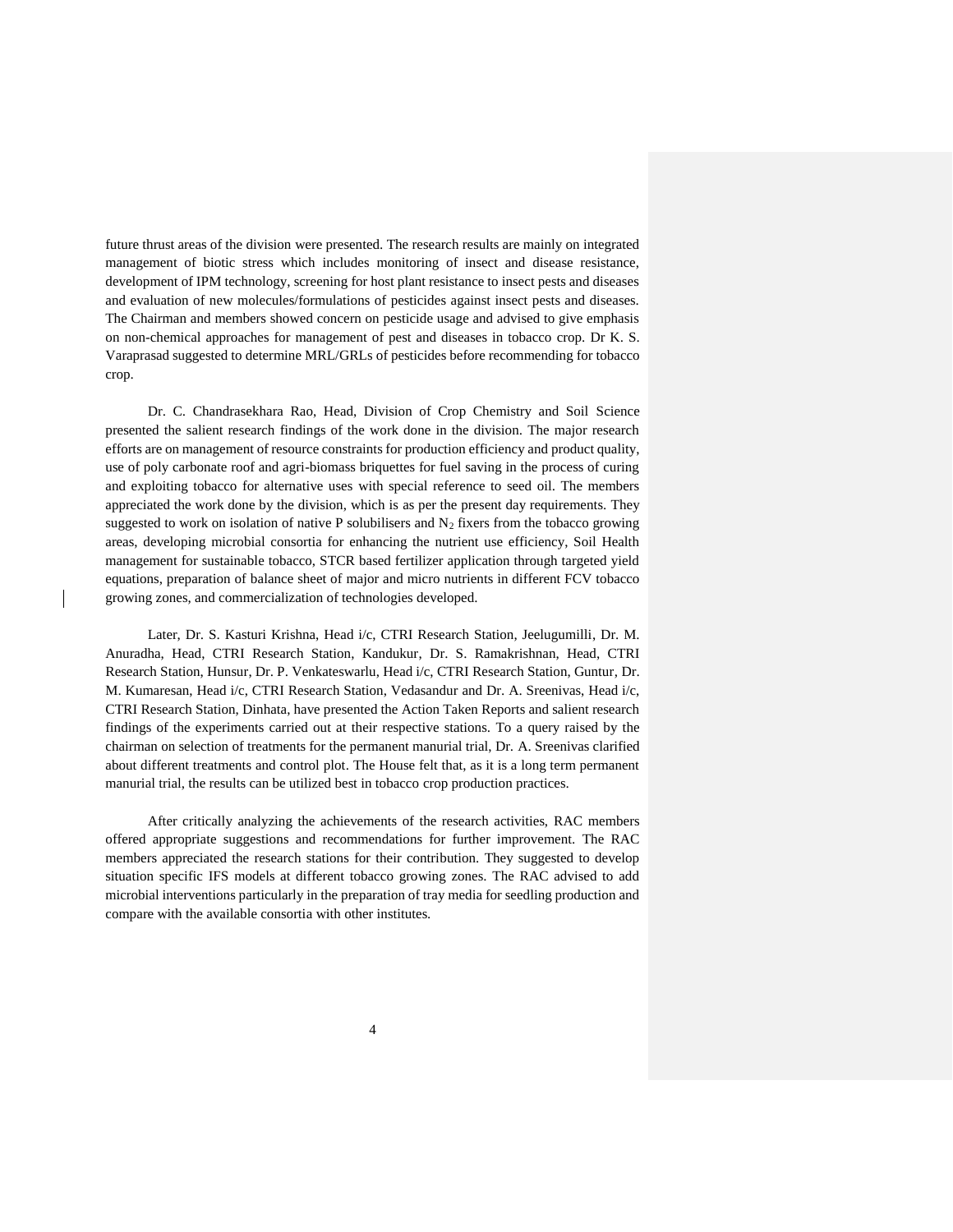future thrust areas of the division were presented. The research results are mainly on integrated management of biotic stress which includes monitoring of insect and disease resistance, development of IPM technology, screening for host plant resistance to insect pests and diseases and evaluation of new molecules/formulations of pesticides against insect pests and diseases. The Chairman and members showed concern on pesticide usage and advised to give emphasis on non-chemical approaches for management of pest and diseases in tobacco crop. Dr K. S. Varaprasad suggested to determine MRL/GRLs of pesticides before recommending for tobacco crop.

Dr. C. Chandrasekhara Rao, Head, Division of Crop Chemistry and Soil Science presented the salient research findings of the work done in the division. The major research efforts are on management of resource constraints for production efficiency and product quality, use of poly carbonate roof and agri-biomass briquettes for fuel saving in the process of curing and exploiting tobacco for alternative uses with special reference to seed oil. The members appreciated the work done by the division, which is as per the present day requirements. They suggested to work on isolation of native P solubilisers and $N_2$ fixers from the tobacco growing areas, developing microbial consortia for enhancing the nutrient use efficiency, Soil Health management for sustainable tobacco, STCR based fertilizer application through targeted yield equations, preparation of balance sheet of major and micro nutrients in different FCV tobacco growing zones, and commercialization of technologies developed.

Later, Dr. S. Kasturi Krishna, Head i/c, CTRI Research Station, Jeelugumilli, Dr. M. Anuradha, Head, CTRI Research Station, Kandukur, Dr. S. Ramakrishnan, Head, CTRI Research Station, Hunsur, Dr. P. Venkateswarlu, Head i/c, CTRI Research Station, Guntur, Dr. M. Kumaresan, Head i/c, CTRI Research Station, Vedasandur and Dr. A. Sreenivas, Head i/c, CTRI Research Station, Dinhata, have presented the Action Taken Reports and salient research findings of the experiments carried out at their respective stations. To a query raised by the chairman on selection of treatments for the permanent manurial trial, Dr. A. Sreenivas clarified about different treatments and control plot. The House felt that, as it is a long term permanent manurial trial, the results can be utilized best in tobacco crop production practices.

After critically analyzing the achievements of the research activities, RAC members offered appropriate suggestions and recommendations for further improvement. The RAC members appreciated the research stations for their contribution. They suggested to develop situation specific IFS models at different tobacco growing zones. The RAC advised to add microbial interventions particularly in the preparation of tray media for seedling production and compare with the available consortia with other institutes.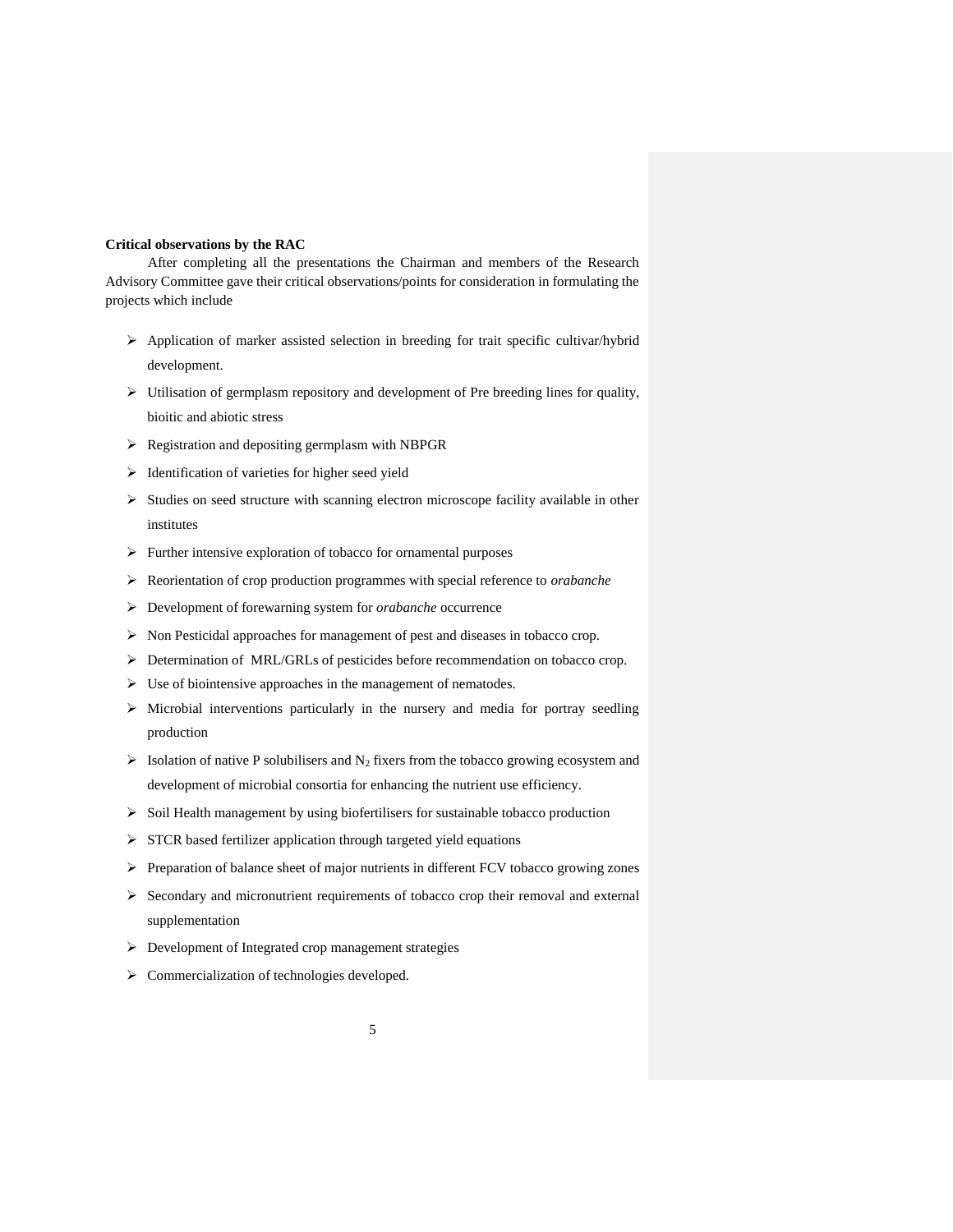**Critical observations by the RAC**

After completing all the presentations the Chairman and members of the Research Advisory Committee gave their critical observations/points for consideration in formulating the projects which include

- Application of marker assisted selection in breeding for trait specific cultivar/hybrid development.
- Utilisation of germplasm repository and development of Pre breeding lines for quality, bioitic and abiotic stress
- Registration and depositing germplasm with NBPGR
- Identification of varieties for higher seed yield
- Studies on seed structure with scanning electron microscope facility available in other institutes
- Further intensive exploration of tobacco for ornamental purposes
- Reorientation of crop production programmes with special reference to *orabanche*
- Development of forewarning system for *orabanche* occurrence
- Non Pesticidal approaches for management of pest and diseases in tobacco crop.
- Determination of MRL/GRLs of pesticides before recommendation on tobacco crop.
- Use of biointensive approaches in the management of nematodes.
- Microbial interventions particularly in the nursery and media for portray seedling production
- Isolation of native P solubilisers and $N_2$ fixers from the tobacco growing ecosystem and development of microbial consortia for enhancing the nutrient use efficiency.
- Soil Health management by using biofertilisers for sustainable tobacco production
- STCR based fertilizer application through targeted yield equations
- Preparation of balance sheet of major nutrients in different FCV tobacco growing zones
- Secondary and micronutrient requirements of tobacco crop their removal and external supplementation
- Development of Integrated crop management strategies
- Commercialization of technologies developed.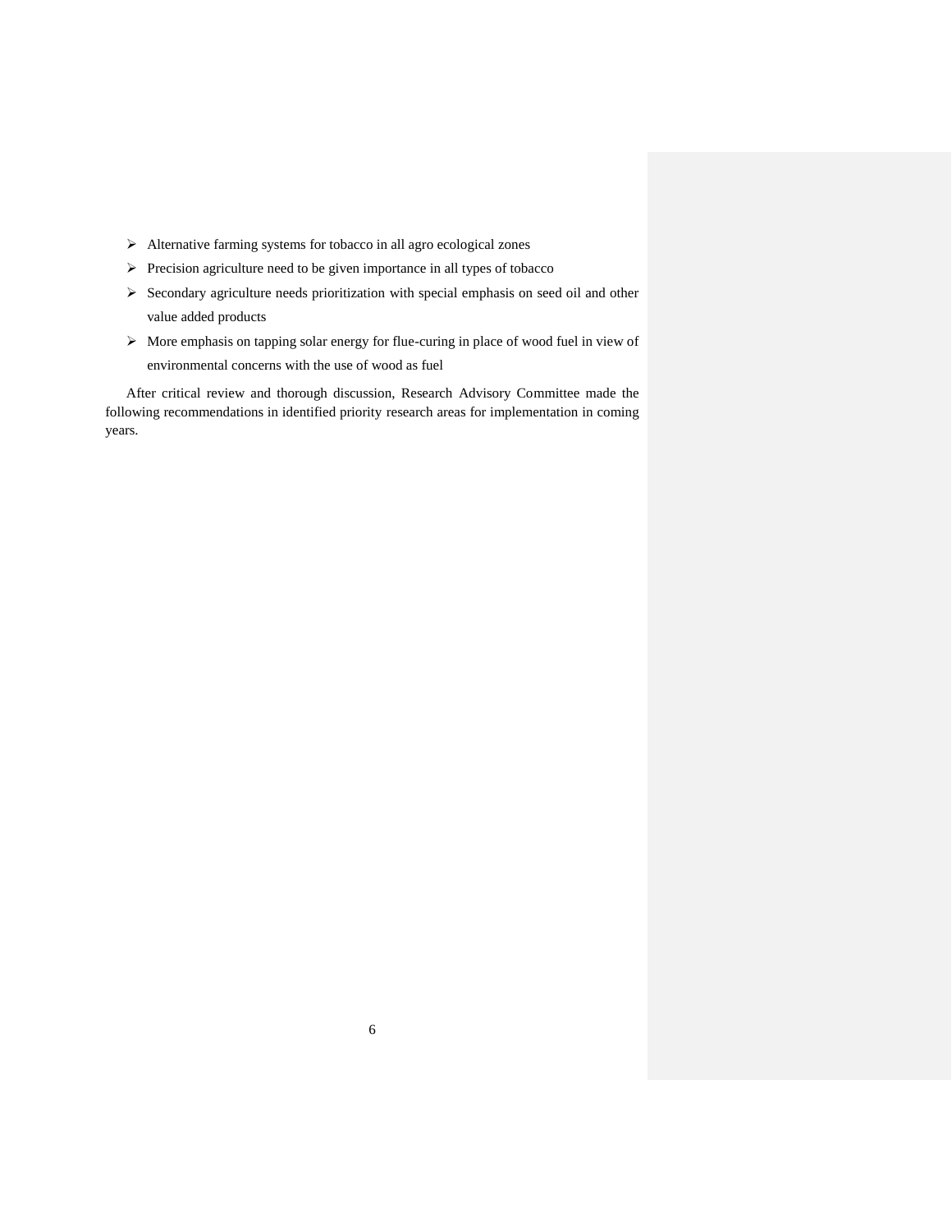- Alternative farming systems for tobacco in all agro ecological zones
- Precision agriculture need to be given importance in all types of tobacco
- Secondary agriculture needs prioritization with special emphasis on seed oil and other value added products
- More emphasis on tapping solar energy for flue-curing in place of wood fuel in view of environmental concerns with the use of wood as fuel

After critical review and thorough discussion, Research Advisory Committee made the following recommendations in identified priority research areas for implementation in coming years.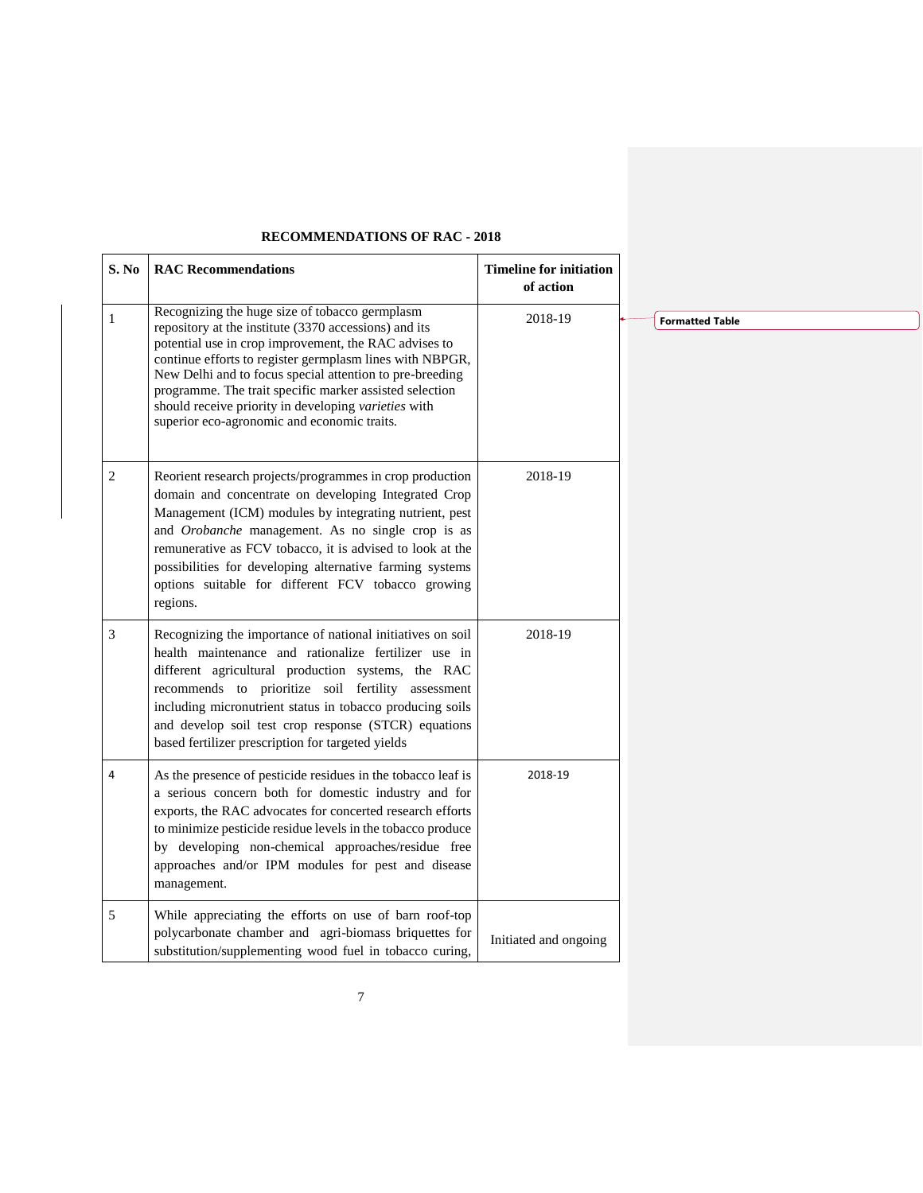**RECOMMENDATIONS OF RAC - 2018**

| S. No | RAC Recommendations | Timeline for initiation of action |
|---|---|---|
| 1 | Recognizing the huge size of tobacco germplasm repository at the institute (3370 accessions) and its potential use in crop improvement, the RAC advises to continue efforts to register germplasm lines with NBPGR, New Delhi and to focus special attention to pre-breeding programme. The trait specific marker assisted selection should receive priority in developing *varieties* with superior eco-agronomic and economic traits. | 2018-19 |
| 2 | Reorient research projects/programmes in crop production domain and concentrate on developing Integrated Crop Management (ICM) modules by integrating nutrient, pest and *Orobanche* management. As no single crop is as remunerative as FCV tobacco, it is advised to look at the possibilities for developing alternative farming systems options suitable for different FCV tobacco growing regions. | 2018-19 |
| 3 | Recognizing the importance of national initiatives on soil health maintenance and rationalize fertilizer use in different agricultural production systems, the RAC recommends to prioritize soil fertility assessment including micronutrient status in tobacco producing soils and develop soil test crop response (STCR) equations based fertilizer prescription for targeted yields | 2018-19 |
| 4 | As the presence of pesticide residues in the tobacco leaf is a serious concern both for domestic industry and for exports, the RAC advocates for concerted research efforts to minimize pesticide residue levels in the tobacco produce by developing non-chemical approaches/residue free approaches and/or IPM modules for pest and disease management. | 2018-19 |
| 5 | While appreciating the efforts on use of barn roof-top polycarbonate chamber and agri-biomass briquettes for substitution/supplementing wood fuel in tobacco curing, | Initiated and ongoing |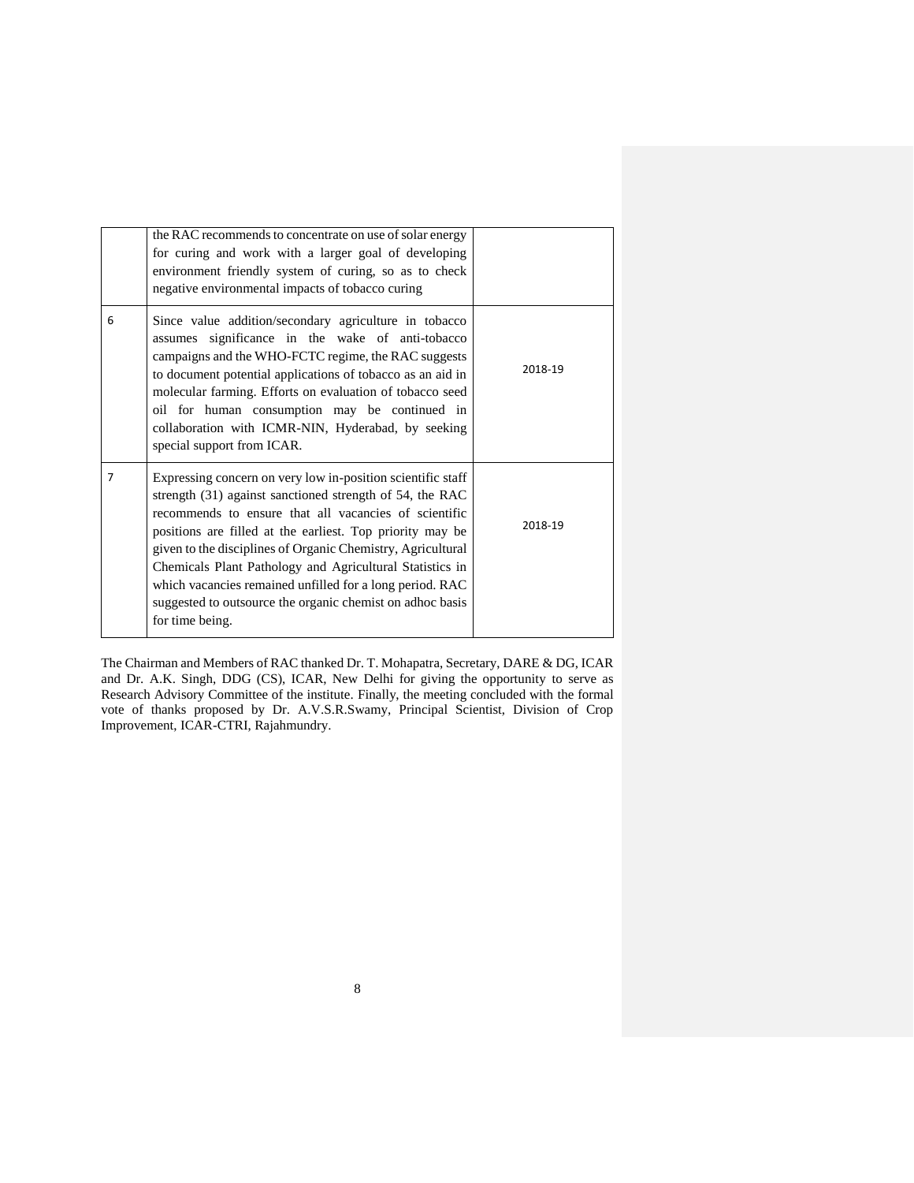| | | |
|---|---|---|
| | the RAC recommends to concentrate on use of solar energy for curing and work with a larger goal of developing environment friendly system of curing, so as to check negative environmental impacts of tobacco curing | |
| 6 | Since value addition/secondary agriculture in tobacco assumes significance in the wake of anti-tobacco campaigns and the WHO-FCTC regime, the RAC suggests to document potential applications of tobacco as an aid in molecular farming. Efforts on evaluation of tobacco seed oil for human consumption may be continued in collaboration with ICMR-NIN, Hyderabad, by seeking special support from ICAR. | 2018-19 |
| 7 | Expressing concern on very low in-position scientific staff strength (31) against sanctioned strength of 54, the RAC recommends to ensure that all vacancies of scientific positions are filled at the earliest. Top priority may be given to the disciplines of Organic Chemistry, Agricultural Chemicals Plant Pathology and Agricultural Statistics in which vacancies remained unfilled for a long period. RAC suggested to outsource the organic chemist on adhoc basis for time being. | 2018-19 |

The Chairman and Members of RAC thanked Dr. T. Mohapatra, Secretary, DARE & DG, ICAR and Dr. A.K. Singh, DDG (CS), ICAR, New Delhi for giving the opportunity to serve as Research Advisory Committee of the institute. Finally, the meeting concluded with the formal vote of thanks proposed by Dr. A.V.S.R.Swamy, Principal Scientist, Division of Crop Improvement, ICAR-CTRI, Rajahmundry.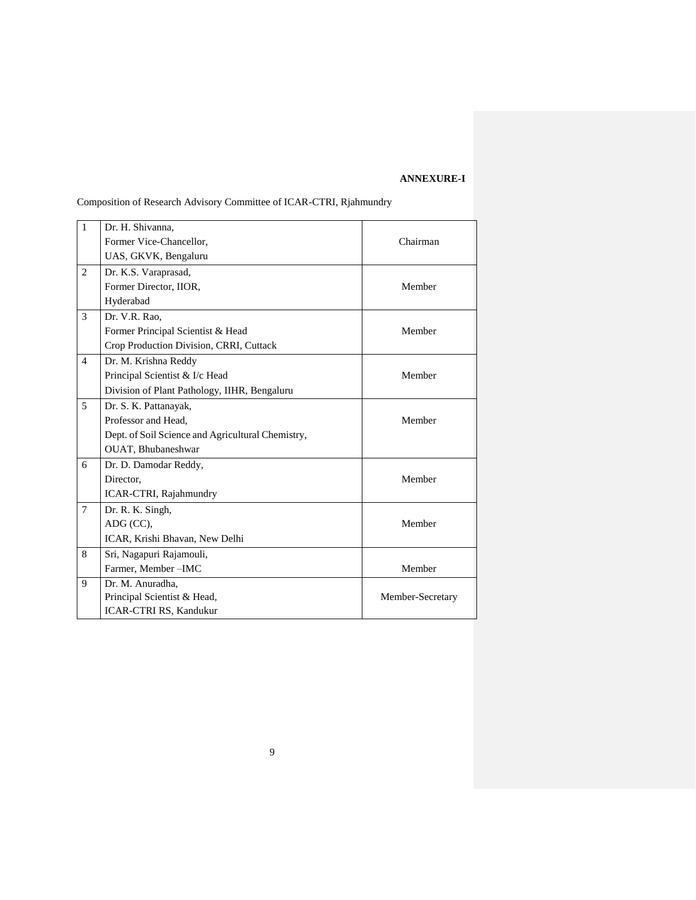**ANNEXURE-I**

Composition of Research Advisory Committee of ICAR-CTRI, Rjahmundry

| | | |
|---|---|---|
| 1 | Dr. H. Shivanna,<br>Former Vice-Chancellor,<br>UAS, GKVK, Bengaluru | Chairman |
| 2 | Dr. K.S. Varaprasad,<br>Former Director, IIOR,<br>Hyderabad | Member |
| 3 | Dr. V.R. Rao,<br>Former Principal Scientist & Head<br>Crop Production Division, CRRI, Cuttack | Member |
| 4 | Dr. M. Krishna Reddy<br>Principal Scientist & I/c Head<br>Division of Plant Pathology, IIHR, Bengaluru | Member |
| 5 | Dr. S. K. Pattanayak,<br>Professor and Head,<br>Dept. of Soil Science and Agricultural Chemistry,<br>OUAT, Bhubaneshwar | Member |
| 6 | Dr. D. Damodar Reddy,<br>Director,<br>ICAR-CTRI, Rajahmundry | Member |
| 7 | Dr. R. K. Singh,<br>ADG (CC),<br>ICAR, Krishi Bhavan, New Delhi | Member |
| 8 | Sri, Nagapuri Rajamouli,<br>Farmer, Member –IMC | Member |
| 9 | Dr. M. Anuradha,<br>Principal Scientist & Head,<br>ICAR-CTRI RS, Kandukur | Member-Secretary |